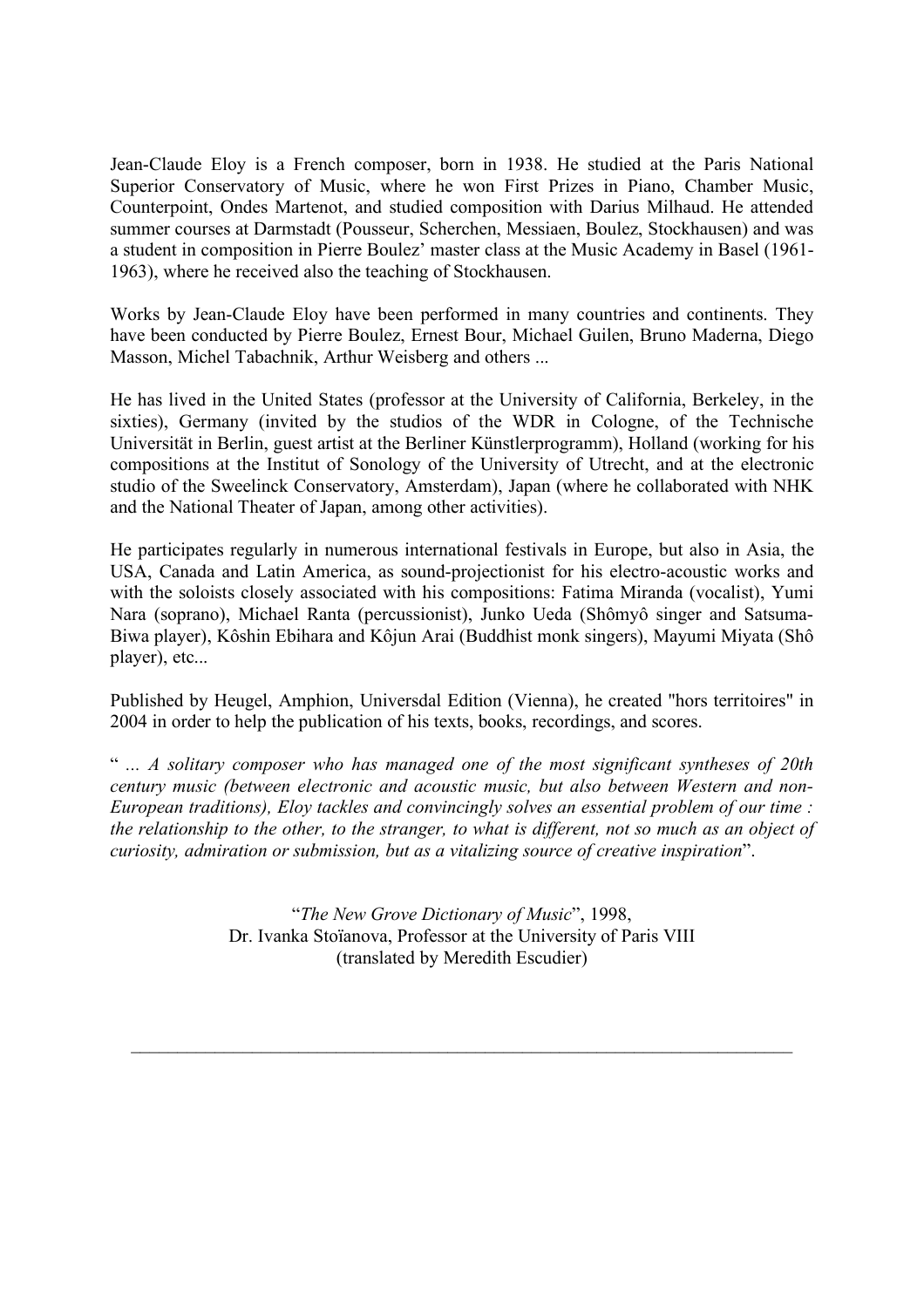Jean-Claude Eloy is a French composer, born in 1938. He studied at the Paris National Superior Conservatory of Music, where he won First Prizes in Piano, Chamber Music, Counterpoint, Ondes Martenot, and studied composition with Darius Milhaud. He attended summer courses at Darmstadt (Pousseur, Scherchen, Messiaen, Boulez, Stockhausen) and was a student in composition in Pierre Boulez' master class at the Music Academy in Basel (1961-1963), where he received also the teaching of Stockhausen.

Works by Jean-Claude Eloy have been performed in many countries and continents. They have been conducted by Pierre Boulez, Ernest Bour, Michael Guilen, Bruno Maderna, Diego Masson, Michel Tabachnik, Arthur Weisberg and others ...

He has lived in the United States (professor at the University of California, Berkeley, in the sixties), Germany (invited by the studios of the WDR in Cologne, of the Technische Universität in Berlin, guest artist at the Berliner Künstlerprogramm), Holland (working for his compositions at the Institut of Sonology of the University of Utrecht, and at the electronic studio of the Sweelinck Conservatory, Amsterdam), Japan (where he collaborated with NHK and the National Theater of Japan, among other activities).

He participates regularly in numerous international festivals in Europe, but also in Asia, the USA, Canada and Latin America, as sound-projectionist for his electro-acoustic works and with the soloists closely associated with his compositions: Fatima Miranda (vocalist), Yumi Nara (soprano), Michael Ranta (percussionist), Junko Ueda (Shômyô singer and Satsuma-Biwa player), Kôshin Ebihara and Kôjun Arai (Buddhist monk singers), Mayumi Miyata (Shô player), etc...

Published by Heugel, Amphion, Universdal Edition (Vienna), he created "hors territoires" in 2004 in order to help the publication of his texts, books, recordings, and scores.

" *... A solitary composer who has managed one of the most significant syntheses of 20th century music (between electronic and acoustic music, but also between Western and non-European traditions), Eloy tackles and convincingly solves an essential problem of our time : the relationship to the other, to the stranger, to what is different, not so much as an object of curiosity, admiration or submission, but as a vitalizing source of creative inspiration*".

"*The New Grove Dictionary of Music*", 1998,
Dr. Ivanka Stoïanova, Professor at the University of Paris VIII
(translated by Meredith Escudier)

---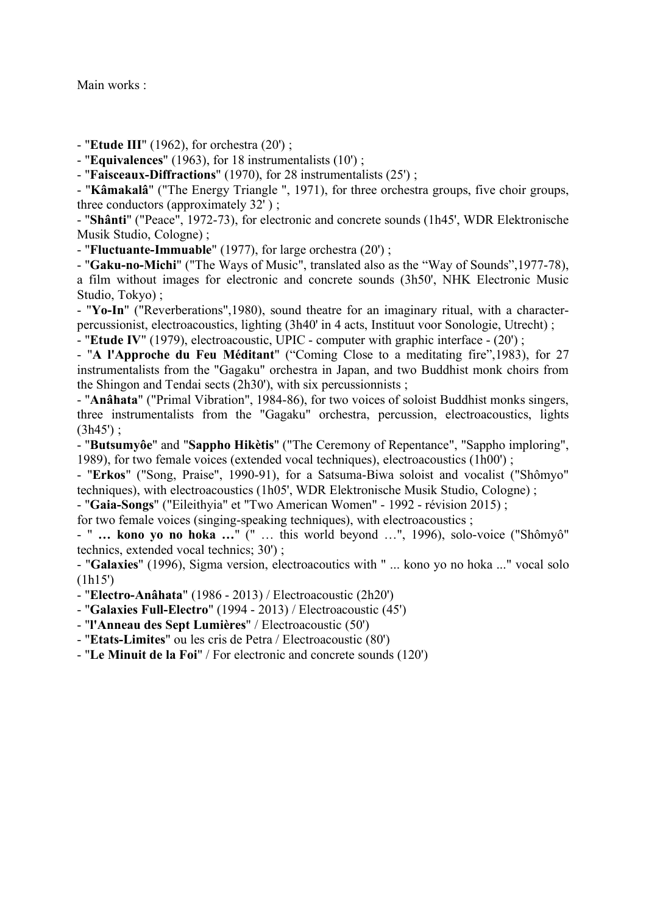Main works :

- "**Etude III**" (1962), for orchestra (20') ;
- "**Equivalences**" (1963), for 18 instrumentalists (10') ;
- "**Faisceaux-Diffractions**" (1970), for 28 instrumentalists (25') ;
- "**Kâmakalâ**" ("The Energy Triangle ", 1971), for three orchestra groups, five choir groups, three conductors (approximately 32' ) ;
- "**Shânti**" ("Peace", 1972-73), for electronic and concrete sounds (1h45', WDR Elektronische Musik Studio, Cologne) ;
- "**Fluctuante-Immuable**" (1977), for large orchestra (20') ;
- "**Gaku-no-Michi**" ("The Ways of Music", translated also as the "Way of Sounds",1977-78), a film without images for electronic and concrete sounds (3h50', NHK Electronic Music Studio, Tokyo) ;
- "**Yo-In**" ("Reverberations",1980), sound theatre for an imaginary ritual, with a character-percussionist, electroacoustics, lighting (3h40' in 4 acts, Instituut voor Sonologie, Utrecht) ;
- "**Etude IV**" (1979), electroacoustic, UPIC - computer with graphic interface - (20') ;
- "**A l'Approche du Feu Méditant**" ("Coming Close to a meditating fire",1983), for 27 instrumentalists from the "Gagaku" orchestra in Japan, and two Buddhist monk choirs from the Shingon and Tendai sects (2h30'), with six percussionnists ;
- "**Anâhata**" ("Primal Vibration", 1984-86), for two voices of soloist Buddhist monks singers, three instrumentalists from the "Gagaku" orchestra, percussion, electroacoustics, lights (3h45') ;
- "**Butsumyôe**" and "**Sappho Hikètis**" ("The Ceremony of Repentance", "Sappho imploring", 1989), for two female voices (extended vocal techniques), electroacoustics (1h00') ;
- "**Erkos**" ("Song, Praise", 1990-91), for a Satsuma-Biwa soloist and vocalist ("Shômyo" techniques), with electroacoustics (1h05', WDR Elektronische Musik Studio, Cologne) ;
- "**Gaia-Songs**" ("Eileithyia" et "Two American Women" - 1992 - révision 2015) ; for two female voices (singing-speaking techniques), with electroacoustics ;
- " **… kono yo no hoka …**" (" … this world beyond …", 1996), solo-voice ("Shômyô" technics, extended vocal technics; 30') ;
- "**Galaxies**" (1996), Sigma version, electroacoutics with " ... kono yo no hoka ..." vocal solo (1h15')
- "**Electro-Anâhata**" (1986 - 2013) / Electroacoustic (2h20')
- "**Galaxies Full-Electro**" (1994 - 2013) / Electroacoustic (45')
- "**l'Anneau des Sept Lumières**" / Electroacoustic (50')
- "**Etats-Limites**" ou les cris de Petra / Electroacoustic (80')
- "**Le Minuit de la Foi**" / For electronic and concrete sounds (120')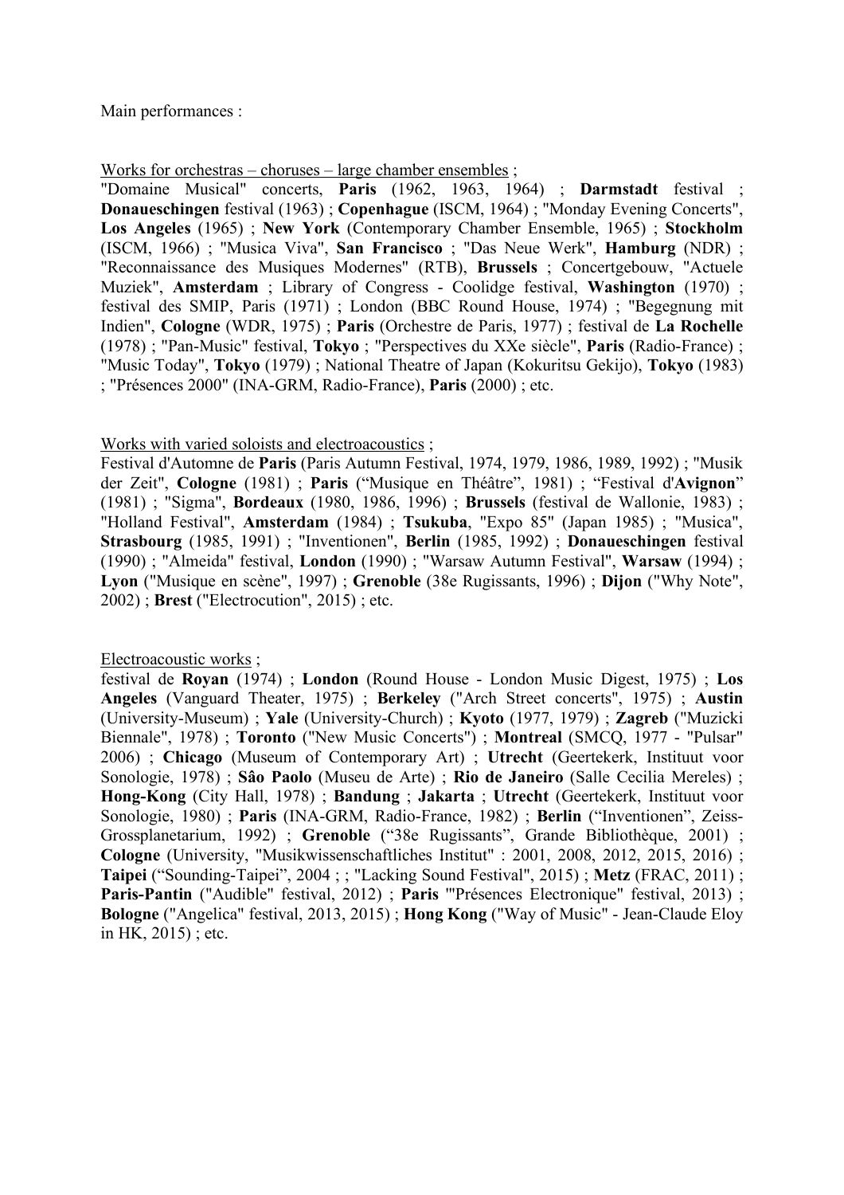Main performances :

Works for orchestras – choruses – large chamber ensembles ;

"Domaine Musical" concerts, **Paris** (1962, 1963, 1964) ; **Darmstadt** festival ; **Donaueschingen** festival (1963) ; **Copenhague** (ISCM, 1964) ; "Monday Evening Concerts", **Los Angeles** (1965) ; **New York** (Contemporary Chamber Ensemble, 1965) ; **Stockholm** (ISCM, 1966) ; "Musica Viva", **San Francisco** ; "Das Neue Werk", **Hamburg** (NDR) ; "Reconnaissance des Musiques Modernes" (RTB), **Brussels** ; Concertgebouw, "Actuele Muziek", **Amsterdam** ; Library of Congress - Coolidge festival, **Washington** (1970) ; festival des SMIP, Paris (1971) ; London (BBC Round House, 1974) ; "Begegnung mit Indien", **Cologne** (WDR, 1975) ; **Paris** (Orchestre de Paris, 1977) ; festival de **La Rochelle** (1978) ; "Pan-Music" festival, **Tokyo** ; "Perspectives du XXe siècle", **Paris** (Radio-France) ; "Music Today", **Tokyo** (1979) ; National Theatre of Japan (Kokuritsu Gekijo), **Tokyo** (1983) ; "Présences 2000" (INA-GRM, Radio-France), **Paris** (2000) ; etc.

Works with varied soloists and electroacoustics ;

Festival d'Automne de **Paris** (Paris Autumn Festival, 1974, 1979, 1986, 1989, 1992) ; "Musik der Zeit", **Cologne** (1981) ; **Paris** ("Musique en Théâtre", 1981) ; "Festival d'**Avignon**" (1981) ; "Sigma", **Bordeaux** (1980, 1986, 1996) ; **Brussels** (festival de Wallonie, 1983) ; "Holland Festival", **Amsterdam** (1984) ; **Tsukuba**, "Expo 85" (Japan 1985) ; "Musica", **Strasbourg** (1985, 1991) ; "Inventionen", **Berlin** (1985, 1992) ; **Donaueschingen** festival (1990) ; "Almeida" festival, **London** (1990) ; "Warsaw Autumn Festival", **Warsaw** (1994) ; **Lyon** ("Musique en scène", 1997) ; **Grenoble** (38e Rugissants, 1996) ; **Dijon** ("Why Note", 2002) ; **Brest** ("Electrocution", 2015) ; etc.

Electroacoustic works ;

festival de **Royan** (1974) ; **London** (Round House - London Music Digest, 1975) ; **Los Angeles** (Vanguard Theater, 1975) ; **Berkeley** ("Arch Street concerts", 1975) ; **Austin** (University-Museum) ; **Yale** (University-Church) ; **Kyoto** (1977, 1979) ; **Zagreb** ("Muzicki Biennale", 1978) ; **Toronto** ("New Music Concerts") ; **Montreal** (SMCQ, 1977 - "Pulsar" 2006) ; **Chicago** (Museum of Contemporary Art) ; **Utrecht** (Geertekerk, Instituut voor Sonologie, 1978) ; **Sâo Paolo** (Museu de Arte) ; **Rio de Janeiro** (Salle Cecilia Mereles) ; **Hong-Kong** (City Hall, 1978) ; **Bandung** ; **Jakarta** ; **Utrecht** (Geertekerk, Instituut voor Sonologie, 1980) ; **Paris** (INA-GRM, Radio-France, 1982) ; **Berlin** ("Inventionen", Zeiss-Grossplanetarium, 1992) ; **Grenoble** ("38e Rugissants", Grande Bibliothèque, 2001) ; **Cologne** (University, "Musikwissenschaftliches Institut" : 2001, 2008, 2012, 2015, 2016) ; **Taipei** ("Sounding-Taipei", 2004 ; ; "Lacking Sound Festival", 2015) ; **Metz** (FRAC, 2011) ; **Paris-Pantin** ("Audible" festival, 2012) ; **Paris** "'Présences Electronique" festival, 2013) ; **Bologne** ("Angelica" festival, 2013, 2015) ; **Hong Kong** ("Way of Music" - Jean-Claude Eloy in HK, 2015) ; etc.